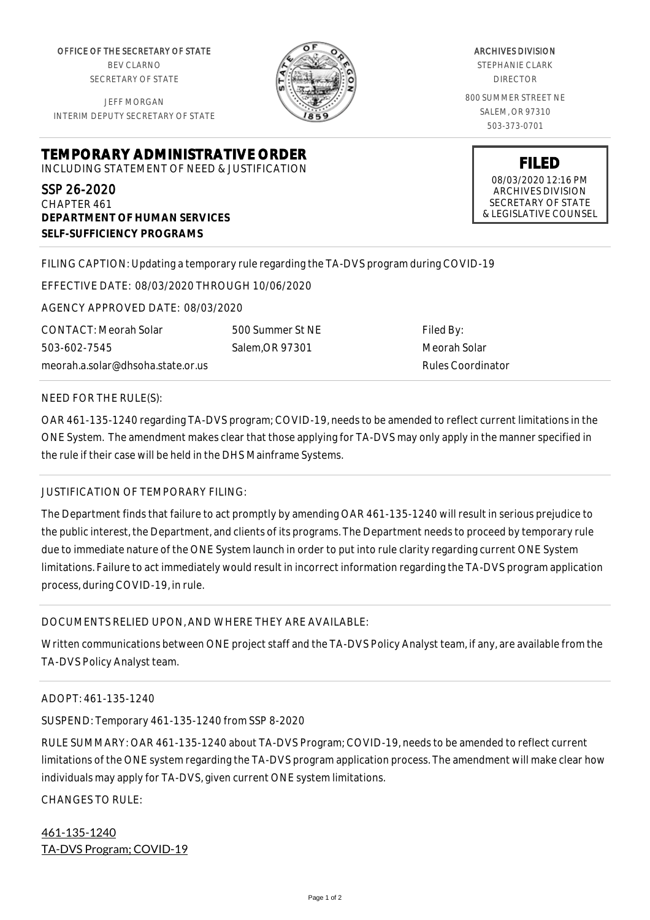OFFICE OF THE SECRETARY OF STATE
BEV CLARNO
SECRETARY OF STATE

JEFF MORGAN
INTERIM DEPUTY SECRETARY OF STATE

ARCHIVES DIVISION
STEPHANIE CLARK
DIRECTOR

800 SUMMER STREET NE
SALEM, OR 97310
503-373-0701

**FILED**
08/03/2020 12:16 PM
ARCHIVES DIVISION
SECRETARY OF STATE
& LEGISLATIVE COUNSEL

# TEMPORARY ADMINISTRATIVE ORDER

INCLUDING STATEMENT OF NEED & JUSTIFICATION

SSP 26-2020
CHAPTER 461
**DEPARTMENT OF HUMAN SERVICES**
**SELF-SUFFICIENCY PROGRAMS**

FILING CAPTION: Updating a temporary rule regarding the TA-DVS program during COVID-19

EFFECTIVE DATE: 08/03/2020 THROUGH 10/06/2020

AGENCY APPROVED DATE: 08/03/2020

CONTACT: Meorah Solar
503-602-7545
meorah.a.solar@dhsoha.state.or.us

500 Summer St NE
Salem,OR 97301

Filed By:
Meorah Solar
Rules Coordinator

NEED FOR THE RULE(S):

OAR 461-135-1240 regarding TA-DVS program; COVID-19, needs to be amended to reflect current limitations in the ONE System. The amendment makes clear that those applying for TA-DVS may only apply in the manner specified in the rule if their case will be held in the DHS Mainframe Systems.

JUSTIFICATION OF TEMPORARY FILING:

The Department finds that failure to act promptly by amending OAR 461-135-1240 will result in serious prejudice to the public interest, the Department, and clients of its programs. The Department needs to proceed by temporary rule due to immediate nature of the ONE System launch in order to put into rule clarity regarding current ONE System limitations. Failure to act immediately would result in incorrect information regarding the TA-DVS program application process, during COVID-19, in rule.

DOCUMENTS RELIED UPON, AND WHERE THEY ARE AVAILABLE:

Written communications between ONE project staff and the TA-DVS Policy Analyst team, if any, are available from the TA-DVS Policy Analyst team.

ADOPT: 461-135-1240

SUSPEND: Temporary 461-135-1240 from SSP 8-2020

RULE SUMMARY: OAR 461-135-1240 about TA-DVS Program; COVID-19, needs to be amended to reflect current limitations of the ONE system regarding the TA-DVS program application process. The amendment will make clear how individuals may apply for TA-DVS, given current ONE system limitations.

CHANGES TO RULE:

461-135-1240
TA-DVS Program; COVID-19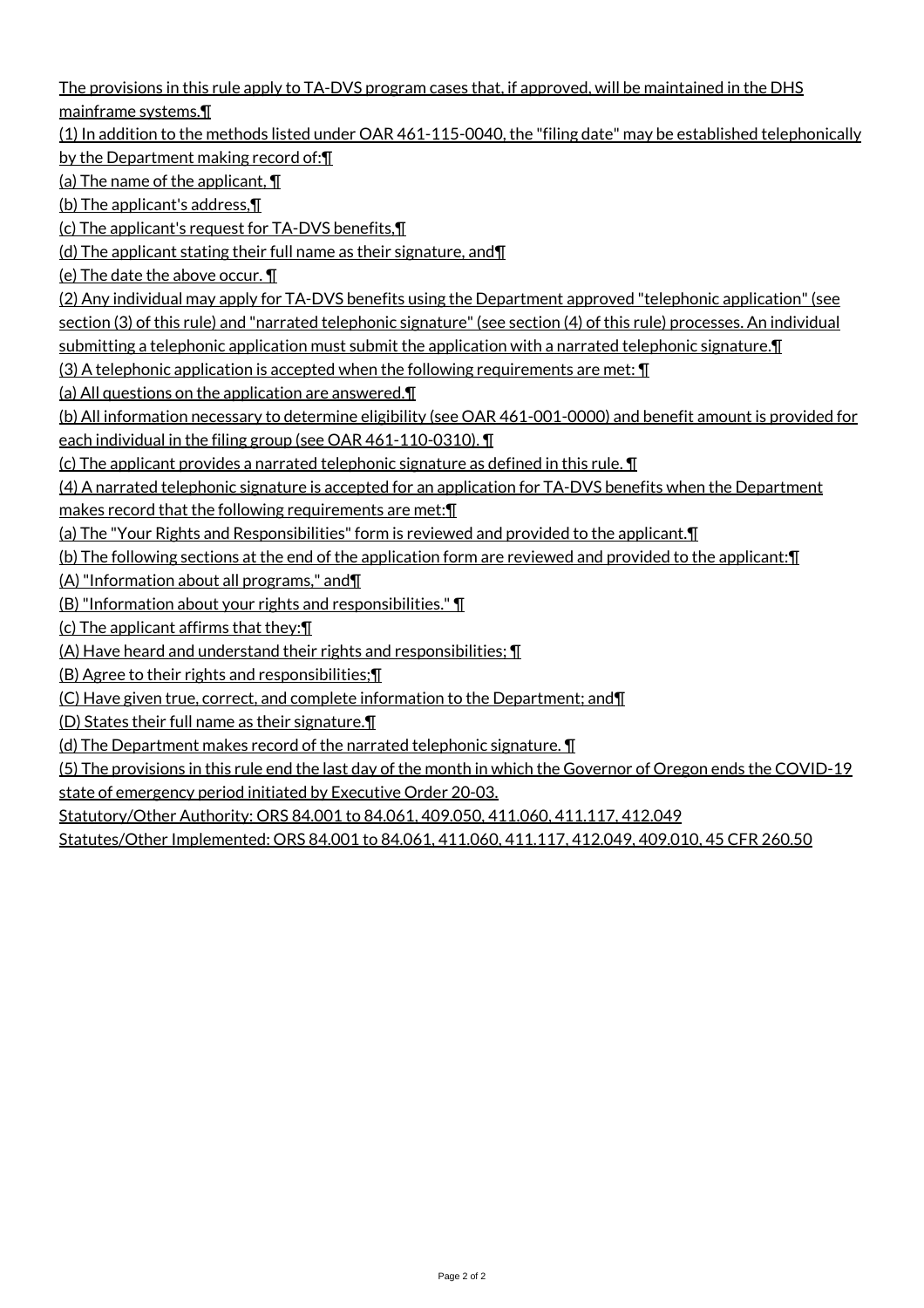The provisions in this rule apply to TA-DVS program cases that, if approved, will be maintained in the DHS mainframe systems.¶

(1) In addition to the methods listed under OAR 461-115-0040, the "filing date" may be established telephonically by the Department making record of:¶

(a) The name of the applicant, ¶

(b) The applicant's address,¶

(c) The applicant's request for TA-DVS benefits,¶

(d) The applicant stating their full name as their signature, and¶

(e) The date the above occur. ¶

(2) Any individual may apply for TA-DVS benefits using the Department approved "telephonic application" (see section (3) of this rule) and "narrated telephonic signature" (see section (4) of this rule) processes. An individual submitting a telephonic application must submit the application with a narrated telephonic signature.¶

(3) A telephonic application is accepted when the following requirements are met: ¶

(a) All questions on the application are answered.¶

(b) All information necessary to determine eligibility (see OAR 461-001-0000) and benefit amount is provided for each individual in the filing group (see OAR 461-110-0310). ¶

(c) The applicant provides a narrated telephonic signature as defined in this rule. ¶

(4) A narrated telephonic signature is accepted for an application for TA-DVS benefits when the Department makes record that the following requirements are met:¶

(a) The "Your Rights and Responsibilities" form is reviewed and provided to the applicant.¶

(b) The following sections at the end of the application form are reviewed and provided to the applicant:¶

(A) "Information about all programs," and¶

(B) "Information about your rights and responsibilities." ¶

(c) The applicant affirms that they:¶

(A) Have heard and understand their rights and responsibilities; ¶

(B) Agree to their rights and responsibilities;¶

(C) Have given true, correct, and complete information to the Department; and¶

(D) States their full name as their signature.¶

(d) The Department makes record of the narrated telephonic signature. ¶

(5) The provisions in this rule end the last day of the month in which the Governor of Oregon ends the COVID-19 state of emergency period initiated by Executive Order 20-03.

Statutory/Other Authority: ORS 84.001 to 84.061, 409.050, 411.060, 411.117, 412.049

Statutes/Other Implemented: ORS 84.001 to 84.061, 411.060, 411.117, 412.049, 409.010, 45 CFR 260.50